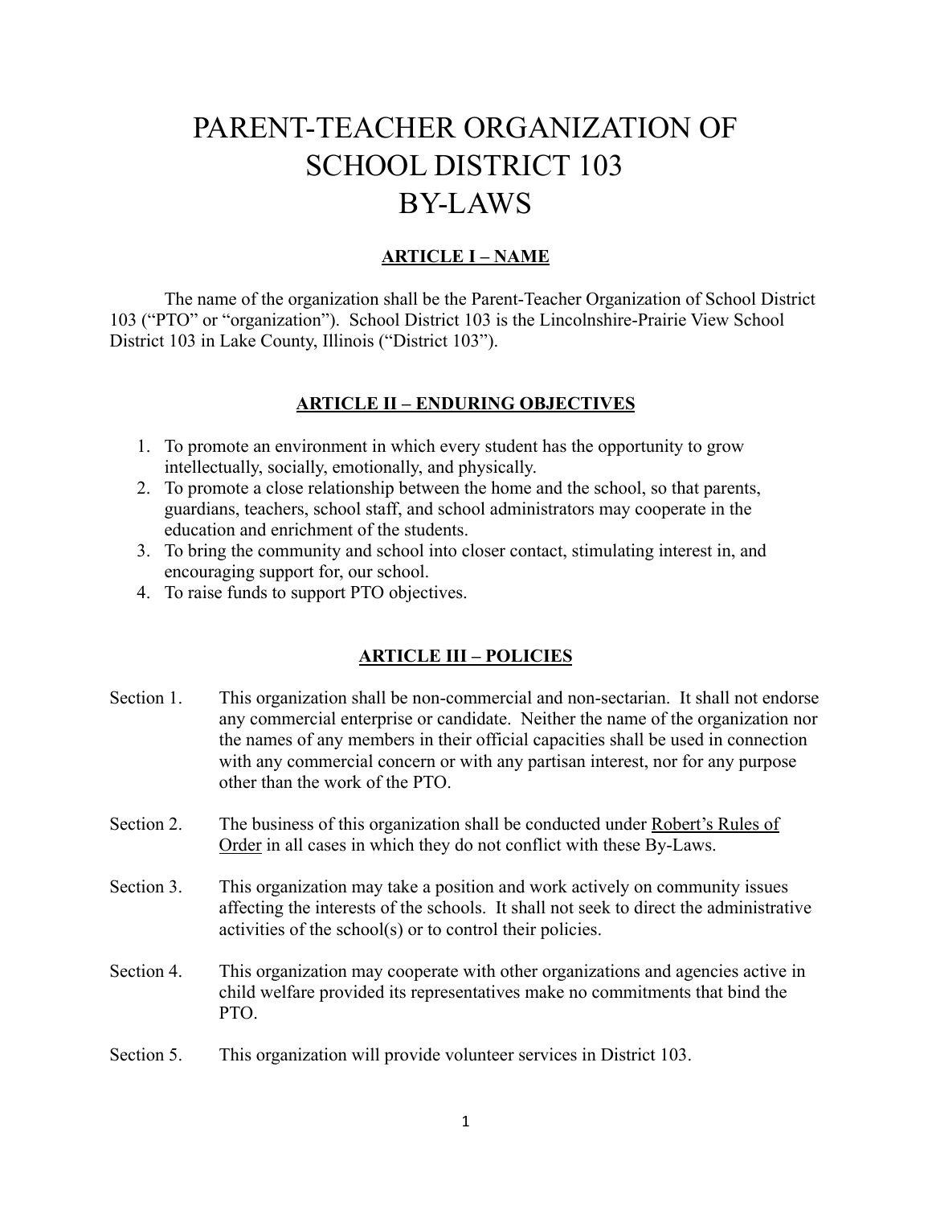# PARENT-TEACHER ORGANIZATION OF SCHOOL DISTRICT 103 BY-LAWS

## ARTICLE I – NAME

The name of the organization shall be the Parent-Teacher Organization of School District 103 ("PTO" or "organization"). School District 103 is the Lincolnshire-Prairie View School District 103 in Lake County, Illinois ("District 103").

## ARTICLE II – ENDURING OBJECTIVES

1. To promote an environment in which every student has the opportunity to grow intellectually, socially, emotionally, and physically.
2. To promote a close relationship between the home and the school, so that parents, guardians, teachers, school staff, and school administrators may cooperate in the education and enrichment of the students.
3. To bring the community and school into closer contact, stimulating interest in, and encouraging support for, our school.
4. To raise funds to support PTO objectives.

## ARTICLE III – POLICIES

Section 1. This organization shall be non-commercial and non-sectarian. It shall not endorse any commercial enterprise or candidate. Neither the name of the organization nor the names of any members in their official capacities shall be used in connection with any commercial concern or with any partisan interest, nor for any purpose other than the work of the PTO.

Section 2. The business of this organization shall be conducted under Robert's Rules of Order in all cases in which they do not conflict with these By-Laws.

Section 3. This organization may take a position and work actively on community issues affecting the interests of the schools. It shall not seek to direct the administrative activities of the school(s) or to control their policies.

Section 4. This organization may cooperate with other organizations and agencies active in child welfare provided its representatives make no commitments that bind the PTO.

Section 5. This organization will provide volunteer services in District 103.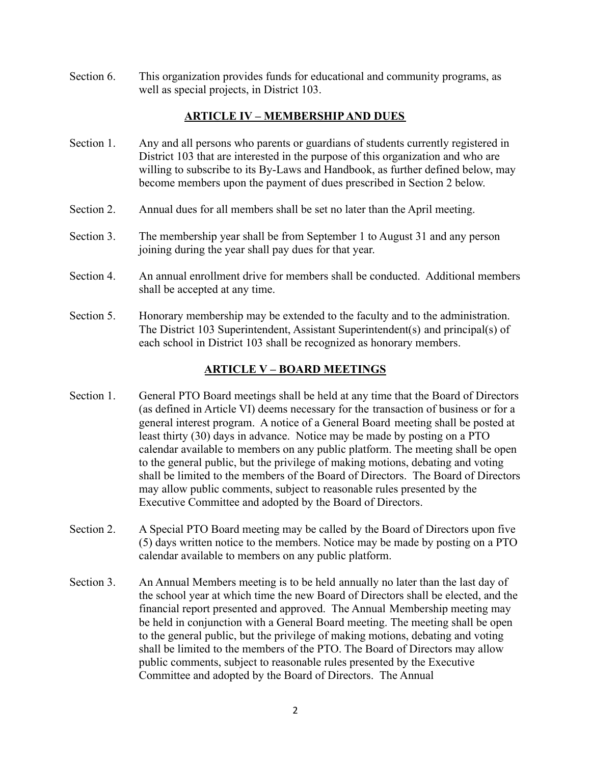Section 6. This organization provides funds for educational and community programs, as well as special projects, in District 103.

## ARTICLE IV – MEMBERSHIP AND DUES

Section 1. Any and all persons who parents or guardians of students currently registered in District 103 that are interested in the purpose of this organization and who are willing to subscribe to its By-Laws and Handbook, as further defined below, may become members upon the payment of dues prescribed in Section 2 below.

Section 2. Annual dues for all members shall be set no later than the April meeting.

Section 3. The membership year shall be from September 1 to August 31 and any person joining during the year shall pay dues for that year.

Section 4. An annual enrollment drive for members shall be conducted. Additional members shall be accepted at any time.

Section 5. Honorary membership may be extended to the faculty and to the administration. The District 103 Superintendent, Assistant Superintendent(s) and principal(s) of each school in District 103 shall be recognized as honorary members.

## ARTICLE V – BOARD MEETINGS

Section 1. General PTO Board meetings shall be held at any time that the Board of Directors (as defined in Article VI) deems necessary for the transaction of business or for a general interest program. A notice of a General Board meeting shall be posted at least thirty (30) days in advance. Notice may be made by posting on a PTO calendar available to members on any public platform. The meeting shall be open to the general public, but the privilege of making motions, debating and voting shall be limited to the members of the Board of Directors. The Board of Directors may allow public comments, subject to reasonable rules presented by the Executive Committee and adopted by the Board of Directors.

Section 2. A Special PTO Board meeting may be called by the Board of Directors upon five (5) days written notice to the members. Notice may be made by posting on a PTO calendar available to members on any public platform.

Section 3. An Annual Members meeting is to be held annually no later than the last day of the school year at which time the new Board of Directors shall be elected, and the financial report presented and approved. The Annual Membership meeting may be held in conjunction with a General Board meeting. The meeting shall be open to the general public, but the privilege of making motions, debating and voting shall be limited to the members of the PTO. The Board of Directors may allow public comments, subject to reasonable rules presented by the Executive Committee and adopted by the Board of Directors. The Annual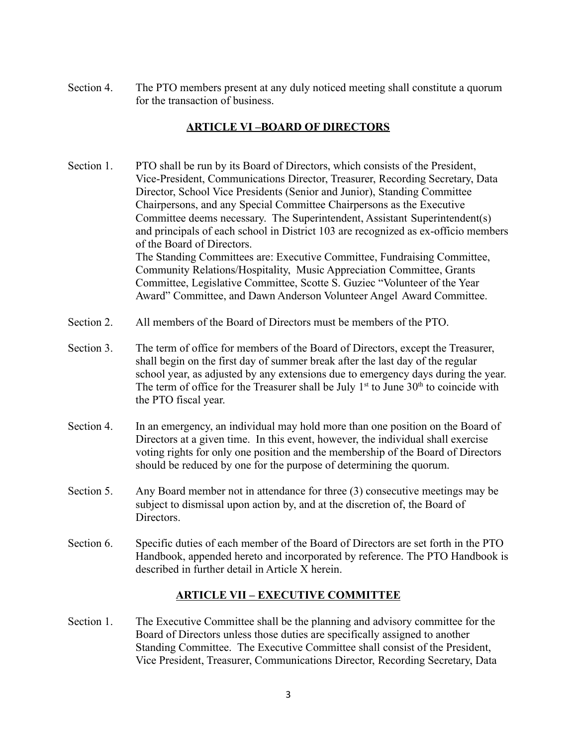Section 4. The PTO members present at any duly noticed meeting shall constitute a quorum for the transaction of business.

## ARTICLE VI –BOARD OF DIRECTORS

Section 1. PTO shall be run by its Board of Directors, which consists of the President, Vice-President, Communications Director, Treasurer, Recording Secretary, Data Director, School Vice Presidents (Senior and Junior), Standing Committee Chairpersons, and any Special Committee Chairpersons as the Executive Committee deems necessary. The Superintendent, Assistant Superintendent(s) and principals of each school in District 103 are recognized as ex-officio members of the Board of Directors.
The Standing Committees are: Executive Committee, Fundraising Committee, Community Relations/Hospitality, Music Appreciation Committee, Grants Committee, Legislative Committee, Scotte S. Guziec "Volunteer of the Year Award" Committee, and Dawn Anderson Volunteer Angel Award Committee.

Section 2. All members of the Board of Directors must be members of the PTO.

Section 3. The term of office for members of the Board of Directors, except the Treasurer, shall begin on the first day of summer break after the last day of the regular school year, as adjusted by any extensions due to emergency days during the year. The term of office for the Treasurer shall be July 1st to June 30th to coincide with the PTO fiscal year.

Section 4. In an emergency, an individual may hold more than one position on the Board of Directors at a given time. In this event, however, the individual shall exercise voting rights for only one position and the membership of the Board of Directors should be reduced by one for the purpose of determining the quorum.

Section 5. Any Board member not in attendance for three (3) consecutive meetings may be subject to dismissal upon action by, and at the discretion of, the Board of Directors.

Section 6. Specific duties of each member of the Board of Directors are set forth in the PTO Handbook, appended hereto and incorporated by reference. The PTO Handbook is described in further detail in Article X herein.

## ARTICLE VII – EXECUTIVE COMMITTEE

Section 1. The Executive Committee shall be the planning and advisory committee for the Board of Directors unless those duties are specifically assigned to another Standing Committee. The Executive Committee shall consist of the President, Vice President, Treasurer, Communications Director, Recording Secretary, Data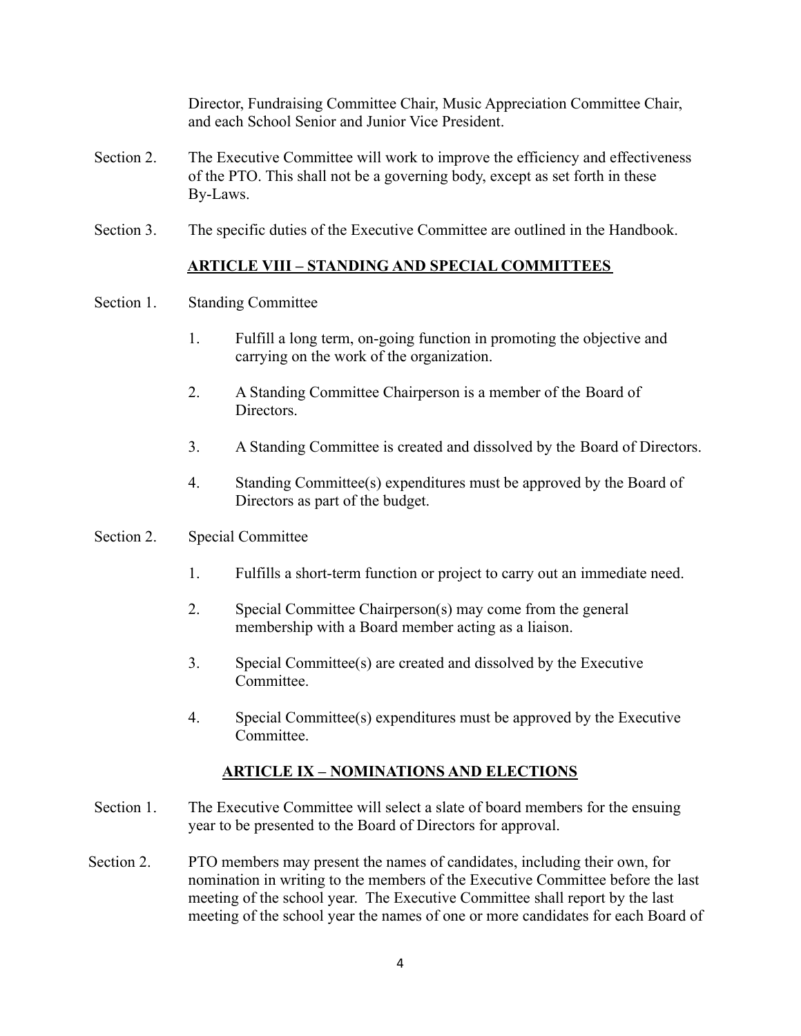Director, Fundraising Committee Chair, Music Appreciation Committee Chair, and each School Senior and Junior Vice President.

Section 2. The Executive Committee will work to improve the efficiency and effectiveness of the PTO. This shall not be a governing body, except as set forth in these By-Laws.

Section 3. The specific duties of the Executive Committee are outlined in the Handbook.

## ARTICLE VIII – STANDING AND SPECIAL COMMITTEES

Section 1. Standing Committee

1. Fulfill a long term, on-going function in promoting the objective and carrying on the work of the organization.
2. A Standing Committee Chairperson is a member of the Board of Directors.
3. A Standing Committee is created and dissolved by the Board of Directors.
4. Standing Committee(s) expenditures must be approved by the Board of Directors as part of the budget.

Section 2. Special Committee

1. Fulfills a short-term function or project to carry out an immediate need.
2. Special Committee Chairperson(s) may come from the general membership with a Board member acting as a liaison.
3. Special Committee(s) are created and dissolved by the Executive Committee.
4. Special Committee(s) expenditures must be approved by the Executive Committee.

## ARTICLE IX – NOMINATIONS AND ELECTIONS

Section 1. The Executive Committee will select a slate of board members for the ensuing year to be presented to the Board of Directors for approval.

Section 2. PTO members may present the names of candidates, including their own, for nomination in writing to the members of the Executive Committee before the last meeting of the school year. The Executive Committee shall report by the last meeting of the school year the names of one or more candidates for each Board of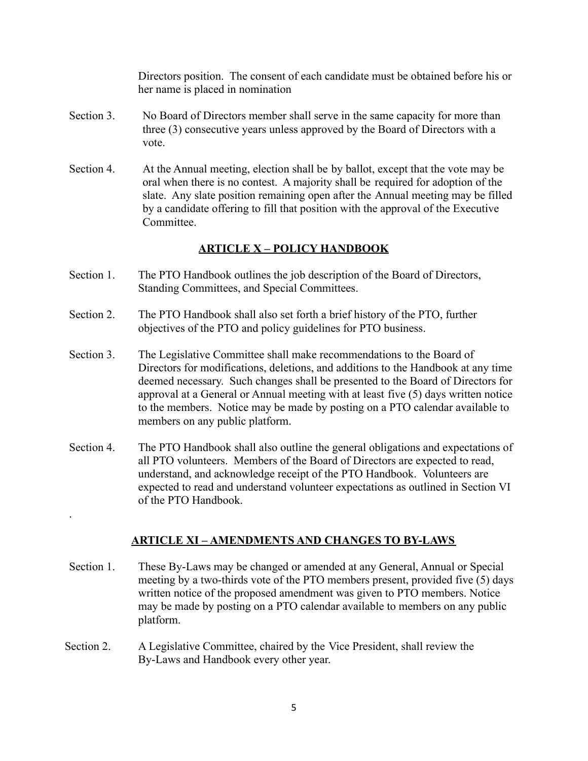Directors position. The consent of each candidate must be obtained before his or her name is placed in nomination

Section 3. No Board of Directors member shall serve in the same capacity for more than three (3) consecutive years unless approved by the Board of Directors with a vote.

Section 4. At the Annual meeting, election shall be by ballot, except that the vote may be oral when there is no contest. A majority shall be required for adoption of the slate. Any slate position remaining open after the Annual meeting may be filled by a candidate offering to fill that position with the approval of the Executive Committee.

## ARTICLE X – POLICY HANDBOOK

Section 1. The PTO Handbook outlines the job description of the Board of Directors, Standing Committees, and Special Committees.

Section 2. The PTO Handbook shall also set forth a brief history of the PTO, further objectives of the PTO and policy guidelines for PTO business.

Section 3. The Legislative Committee shall make recommendations to the Board of Directors for modifications, deletions, and additions to the Handbook at any time deemed necessary. Such changes shall be presented to the Board of Directors for approval at a General or Annual meeting with at least five (5) days written notice to the members. Notice may be made by posting on a PTO calendar available to members on any public platform.

Section 4. The PTO Handbook shall also outline the general obligations and expectations of all PTO volunteers. Members of the Board of Directors are expected to read, understand, and acknowledge receipt of the PTO Handbook. Volunteers are expected to read and understand volunteer expectations as outlined in Section VI of the PTO Handbook.

.

## ARTICLE XI – AMENDMENTS AND CHANGES TO BY-LAWS

Section 1. These By-Laws may be changed or amended at any General, Annual or Special meeting by a two-thirds vote of the PTO members present, provided five (5) days written notice of the proposed amendment was given to PTO members. Notice may be made by posting on a PTO calendar available to members on any public platform.

Section 2. A Legislative Committee, chaired by the Vice President, shall review the By-Laws and Handbook every other year.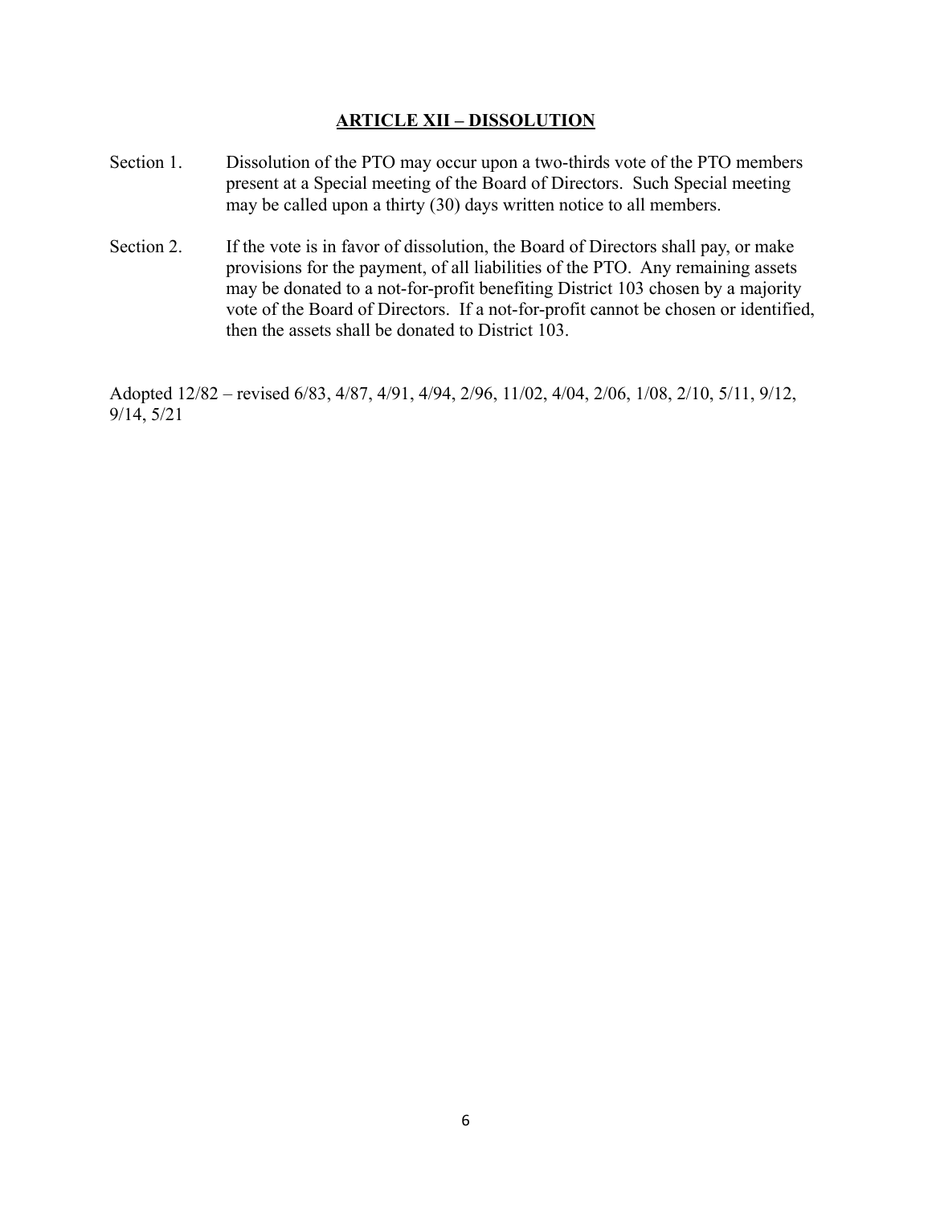## ARTICLE XII – DISSOLUTION

Section 1. Dissolution of the PTO may occur upon a two-thirds vote of the PTO members present at a Special meeting of the Board of Directors. Such Special meeting may be called upon a thirty (30) days written notice to all members.

Section 2. If the vote is in favor of dissolution, the Board of Directors shall pay, or make provisions for the payment, of all liabilities of the PTO. Any remaining assets may be donated to a not-for-profit benefiting District 103 chosen by a majority vote of the Board of Directors. If a not-for-profit cannot be chosen or identified, then the assets shall be donated to District 103.

Adopted 12/82 – revised 6/83, 4/87, 4/91, 4/94, 2/96, 11/02, 4/04, 2/06, 1/08, 2/10, 5/11, 9/12, 9/14, 5/21